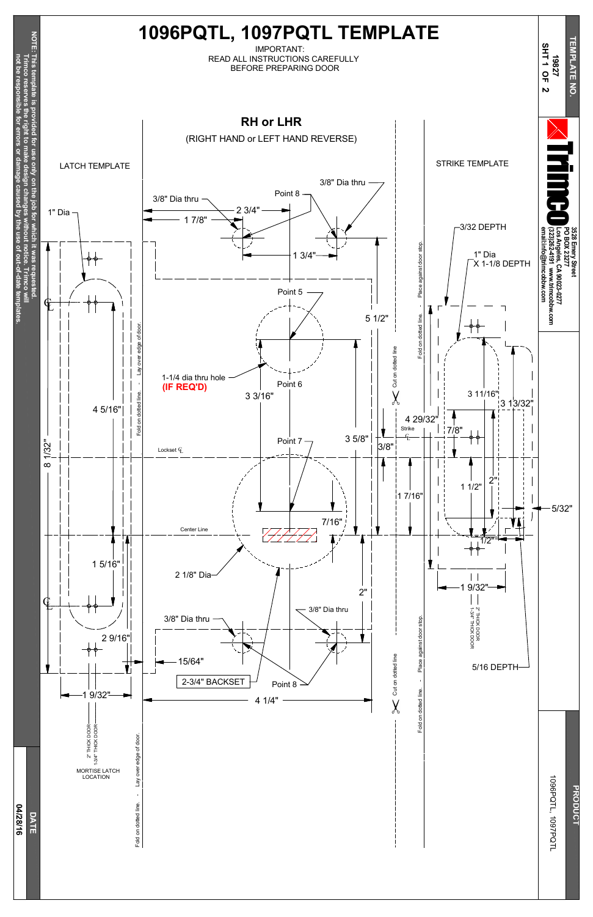# 1096PQTL, 1097PQTL TEMPLATE

IMPORTANT:
READ ALL INSTRUCTIONS CAREFULLY
BEFORE PREPARING DOOR

## RH or LHR

(RIGHT HAND or LEFT HAND REVERSE)

### LATCH TEMPLATE

1" Dia

3/8" Dia thru

1 7/8"

2 3/4"

Point 8

3/8" Dia thru

1 3/4"

Point 5

5 1/2"

1-1/4 dia thru hole **(IF REQ'D)**

Point 6

3 3/16"

4 5/16"

8 1/32"

Lockset ℄

Point 7

3 5/8"

3/8"

7/16"

Center Line

1 5/16"

2 1/8" Dia

2"

3/8" Dia thru

3/8" Dia thru

2 9/16"

15/64"

2-3/4" BACKSET

Point 8

1 9/32"

4 1/4"

2" THICK DOOR
1-3/4" THICK DOOR

MORTISE LATCH LOCATION

Fold on dotted line. - Lay over edge of door.

Cut on dotted line

Fold on dotted line. - Place against door stop.

### STRIKE TEMPLATE

3/32 DEPTH

1" Dia X 1-1/8 DEPTH

3 11/16"

3 13/32"

4 29/32"

Strike ℄

7/8"

1 7/16"

1 1/2"

2"

5/32"

1/2"

1 9/32"

2" THICK DOOR
1-3/4" THICK DOOR

5/16 DEPTH

NOTE: This template is provided for use only on the job for which it was requested. Trimco reserves the right to make design changes without notice. Trimco will not be responsible for errors or damage caused by the use of out-of-date templates.

TEMPLATE NO. 19827 SHT 1 OF 2

Trimco
3528 Emery Street
PO BOX 23277
Los Angeles, CA 90023-0277
(323)262-4191 www.trimcobbw.com
email:info@trimcobbw.com

PRODUCT: 1096PQTL, 1097PQTL

DATE: 04/28/16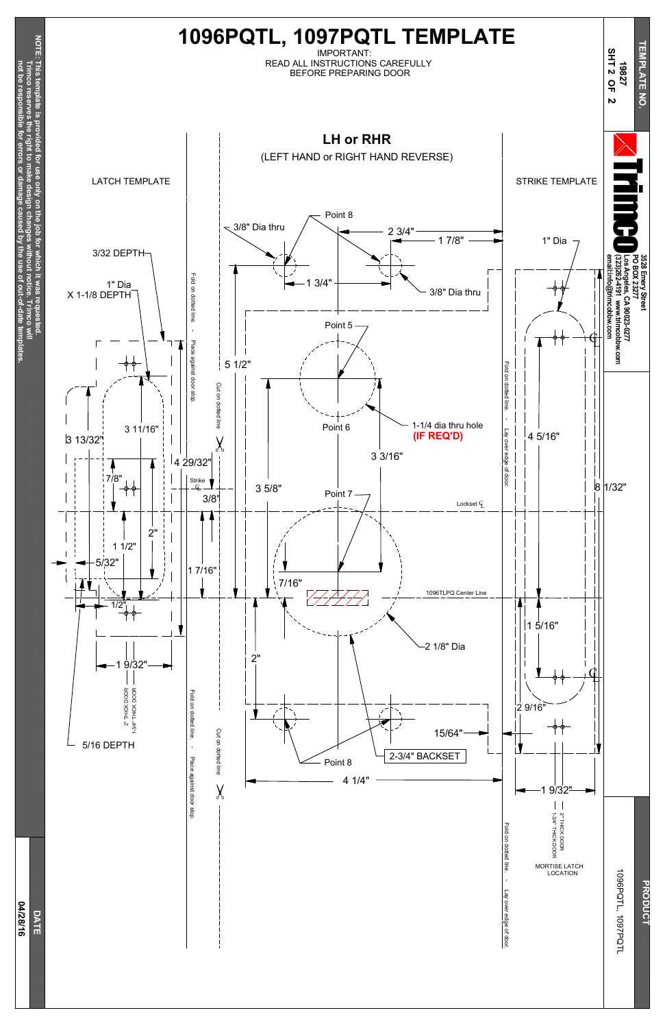# 1096PQTL, 1097PQTL TEMPLATE

IMPORTANT:
READ ALL INSTRUCTIONS CAREFULLY
BEFORE PREPARING DOOR

## LH or RHR

(LEFT HAND or RIGHT HAND REVERSE)

LATCH TEMPLATE

STRIKE TEMPLATE

3/32 DEPTH

1" Dia
X 1-1/8 DEPTH

3 13/32"

3 11/16"

7/8"

2"

1 1/2"

5/32"

1/2"

1 9/32"

2" THICK DOOR
1-3/4" THICK DOOR

5/16 DEPTH

4 29/32"

Strike ℄

3/8"

1 7/16"

Fold on dotted line. - Place against door stop.

Cut on dotted line

5 1/2"

3/8" Dia thru

Point 8

2 3/4"

1 7/8"

1 3/4"

3/8" Dia thru

Point 5

Point 6

1-1/4 dia thru hole
**(IF REQ'D)**

3 3/16"

3 5/8"

Point 7

Lockset ℄

7/16"

1096TLPQ Center Line

2 1/8" Dia

2"

15/64"

Point 8

2-3/4" BACKSET

4 1/4"

Fold on dotted line. - Lay over edge of door.

1" Dia

℄

4 5/16"

8 1/32"

1 5/16"

℄

2 9/16"

1 9/32"

2" THICK DOOR
1-3/4" THICK DOOR

MORTISE LATCH
LOCATION

NOTE: This template is provided for use only on the job for which it was requested. Trimco reserves the right to make design changes without notice. Trimco will not be responsible for errors or damage caused by the use of out-of-date templates.

DATE
04/28/16

TEMPLATE NO.
19827
SHT 2 OF 2

Trimco
3528 Emery Street
PO BOX 23277
Los Angeles, CA 90023-0277
(323)262-4191 www.trimcobbw.com
email:info@trimcobbw.com

PRODUCT
1096PQTL, 1097PQTL